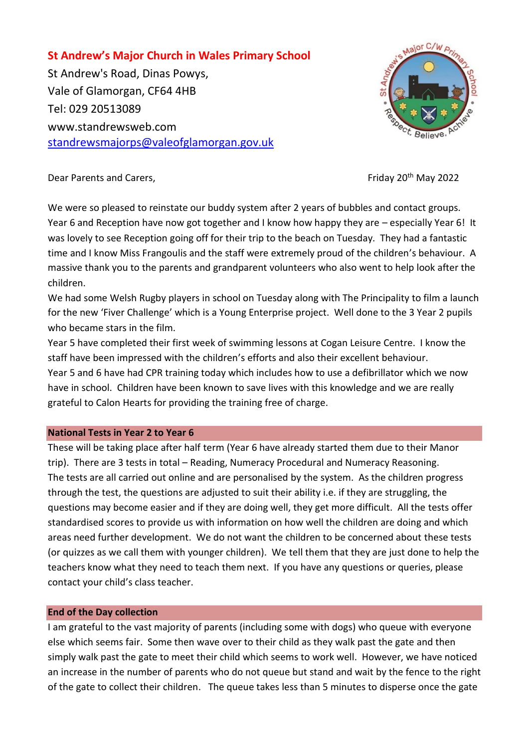**St Andrew's Major Church in Wales Primary School**

St Andrew's Road, Dinas Powys,
Vale of Glamorgan, CF64 4HB
Tel: 029 20513089
www.standrewsweb.com
standrewsmajorps@valeofglamorgan.gov.uk

Dear Parents and Carers,

Friday 20th May 2022

We were so pleased to reinstate our buddy system after 2 years of bubbles and contact groups. Year 6 and Reception have now got together and I know how happy they are – especially Year 6! It was lovely to see Reception going off for their trip to the beach on Tuesday. They had a fantastic time and I know Miss Frangoulis and the staff were extremely proud of the children's behaviour. A massive thank you to the parents and grandparent volunteers who also went to help look after the children.

We had some Welsh Rugby players in school on Tuesday along with The Principality to film a launch for the new 'Fiver Challenge' which is a Young Enterprise project. Well done to the 3 Year 2 pupils who became stars in the film.

Year 5 have completed their first week of swimming lessons at Cogan Leisure Centre. I know the staff have been impressed with the children's efforts and also their excellent behaviour.

Year 5 and 6 have had CPR training today which includes how to use a defibrillator which we now have in school. Children have been known to save lives with this knowledge and we are really grateful to Calon Hearts for providing the training free of charge.

## National Tests in Year 2 to Year 6

These will be taking place after half term (Year 6 have already started them due to their Manor trip). There are 3 tests in total – Reading, Numeracy Procedural and Numeracy Reasoning.
The tests are all carried out online and are personalised by the system. As the children progress through the test, the questions are adjusted to suit their ability i.e. if they are struggling, the questions may become easier and if they are doing well, they get more difficult. All the tests offer standardised scores to provide us with information on how well the children are doing and which areas need further development. We do not want the children to be concerned about these tests (or quizzes as we call them with younger children). We tell them that they are just done to help the teachers know what they need to teach them next. If you have any questions or queries, please contact your child's class teacher.

## End of the Day collection

I am grateful to the vast majority of parents (including some with dogs) who queue with everyone else which seems fair. Some then wave over to their child as they walk past the gate and then simply walk past the gate to meet their child which seems to work well. However, we have noticed an increase in the number of parents who do not queue but stand and wait by the fence to the right of the gate to collect their children. The queue takes less than 5 minutes to disperse once the gate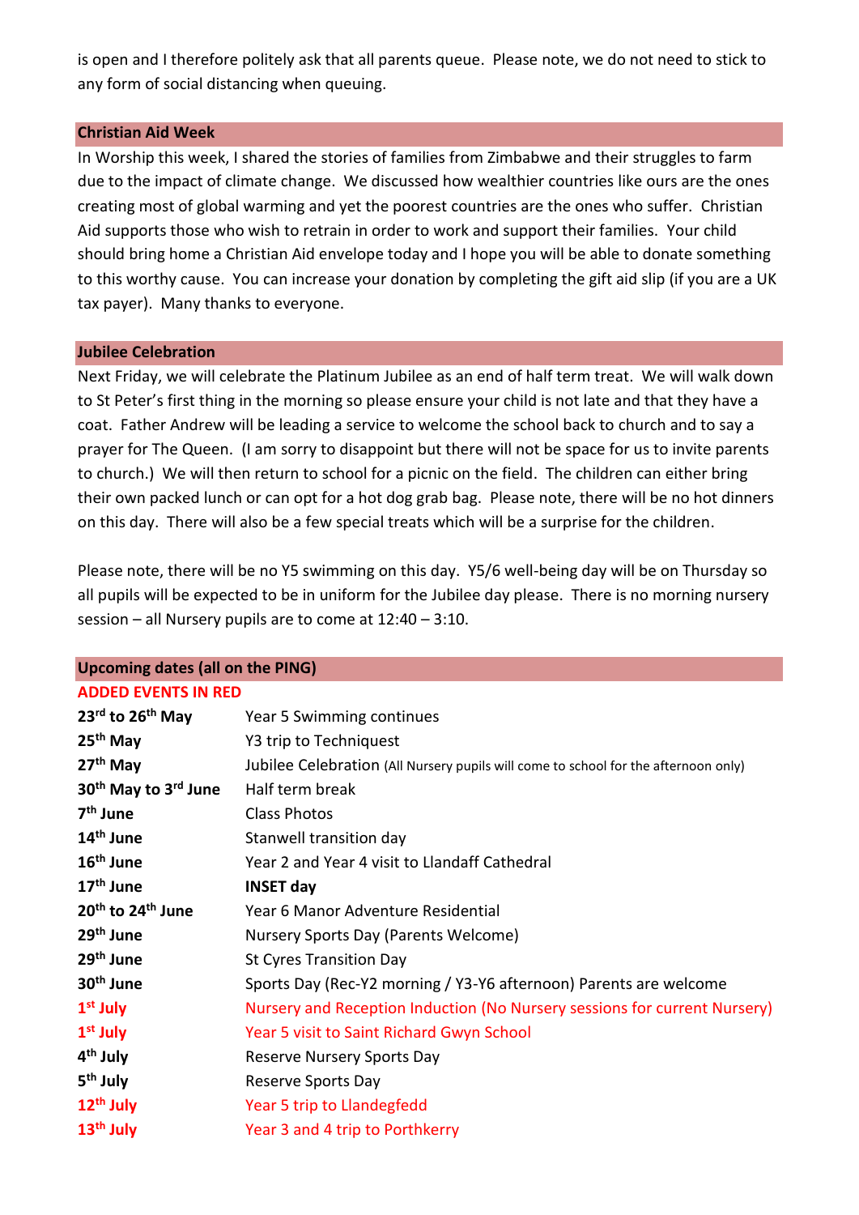is open and I therefore politely ask that all parents queue. Please note, we do not need to stick to any form of social distancing when queuing.

## Christian Aid Week

In Worship this week, I shared the stories of families from Zimbabwe and their struggles to farm due to the impact of climate change. We discussed how wealthier countries like ours are the ones creating most of global warming and yet the poorest countries are the ones who suffer. Christian Aid supports those who wish to retrain in order to work and support their families. Your child should bring home a Christian Aid envelope today and I hope you will be able to donate something to this worthy cause. You can increase your donation by completing the gift aid slip (if you are a UK tax payer). Many thanks to everyone.

## Jubilee Celebration

Next Friday, we will celebrate the Platinum Jubilee as an end of half term treat. We will walk down to St Peter's first thing in the morning so please ensure your child is not late and that they have a coat. Father Andrew will be leading a service to welcome the school back to church and to say a prayer for The Queen. (I am sorry to disappoint but there will not be space for us to invite parents to church.) We will then return to school for a picnic on the field. The children can either bring their own packed lunch or can opt for a hot dog grab bag. Please note, there will be no hot dinners on this day. There will also be a few special treats which will be a surprise for the children.

Please note, there will be no Y5 swimming on this day. Y5/6 well-being day will be on Thursday so all pupils will be expected to be in uniform for the Jubilee day please. There is no morning nursery session – all Nursery pupils are to come at 12:40 – 3:10.

## Upcoming dates (all on the PING)

**ADDED EVENTS IN RED**

| Date | Event |
|---|---|
| **23rd to 26th May** | Year 5 Swimming continues |
| **25th May** | Y3 trip to Techniquest |
| **27th May** | Jubilee Celebration (All Nursery pupils will come to school for the afternoon only) |
| **30th May to 3rd June** | Half term break |
| **7th June** | Class Photos |
| **14th June** | Stanwell transition day |
| **16th June** | Year 2 and Year 4 visit to Llandaff Cathedral |
| **17th June** | **INSET day** |
| **20th to 24th June** | Year 6 Manor Adventure Residential |
| **29th June** | Nursery Sports Day (Parents Welcome) |
| **29th June** | St Cyres Transition Day |
| **30th June** | Sports Day (Rec-Y2 morning / Y3-Y6 afternoon) Parents are welcome |
| **1st July** | Nursery and Reception Induction (No Nursery sessions for current Nursery) |
| **1st July** | Year 5 visit to Saint Richard Gwyn School |
| **4th July** | Reserve Nursery Sports Day |
| **5th July** | Reserve Sports Day |
| **12th July** | Year 5 trip to Llandegfedd |
| **13th July** | Year 3 and 4 trip to Porthkerry |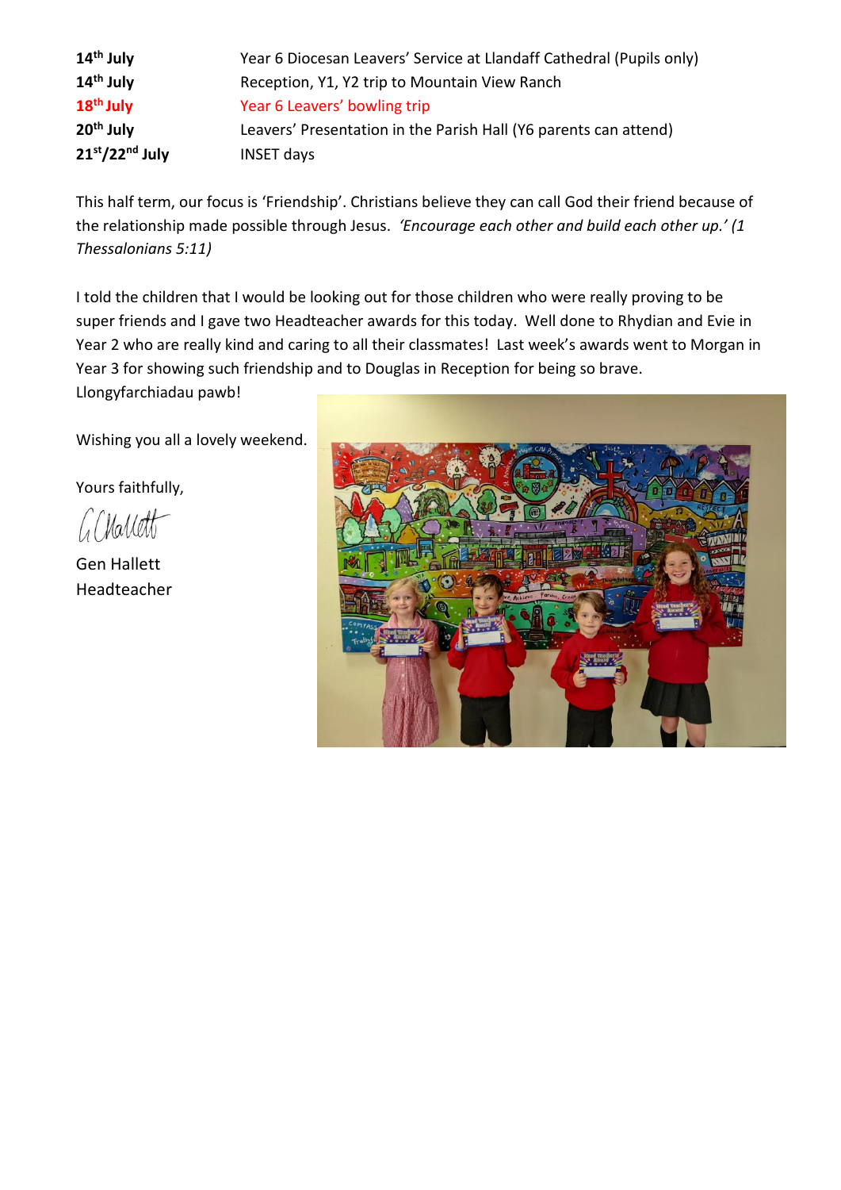| | |
|---|---|
| **14th July** | Year 6 Diocesan Leavers' Service at Llandaff Cathedral (Pupils only) |
| **14th July** | Reception, Y1, Y2 trip to Mountain View Ranch |
| **18th July** | Year 6 Leavers' bowling trip |
| **20th July** | Leavers' Presentation in the Parish Hall (Y6 parents can attend) |
| **21st/22nd July** | INSET days |

This half term, our focus is 'Friendship'. Christians believe they can call God their friend because of the relationship made possible through Jesus. *'Encourage each other and build each other up.' (1 Thessalonians 5:11)*

I told the children that I would be looking out for those children who were really proving to be super friends and I gave two Headteacher awards for this today. Well done to Rhydian and Evie in Year 2 who are really kind and caring to all their classmates! Last week's awards went to Morgan in Year 3 for showing such friendship and to Douglas in Reception for being so brave. Llongyfarchiadau pawb!

Wishing you all a lovely weekend.

Yours faithfully,

G Hallett

Gen Hallett
Headteacher